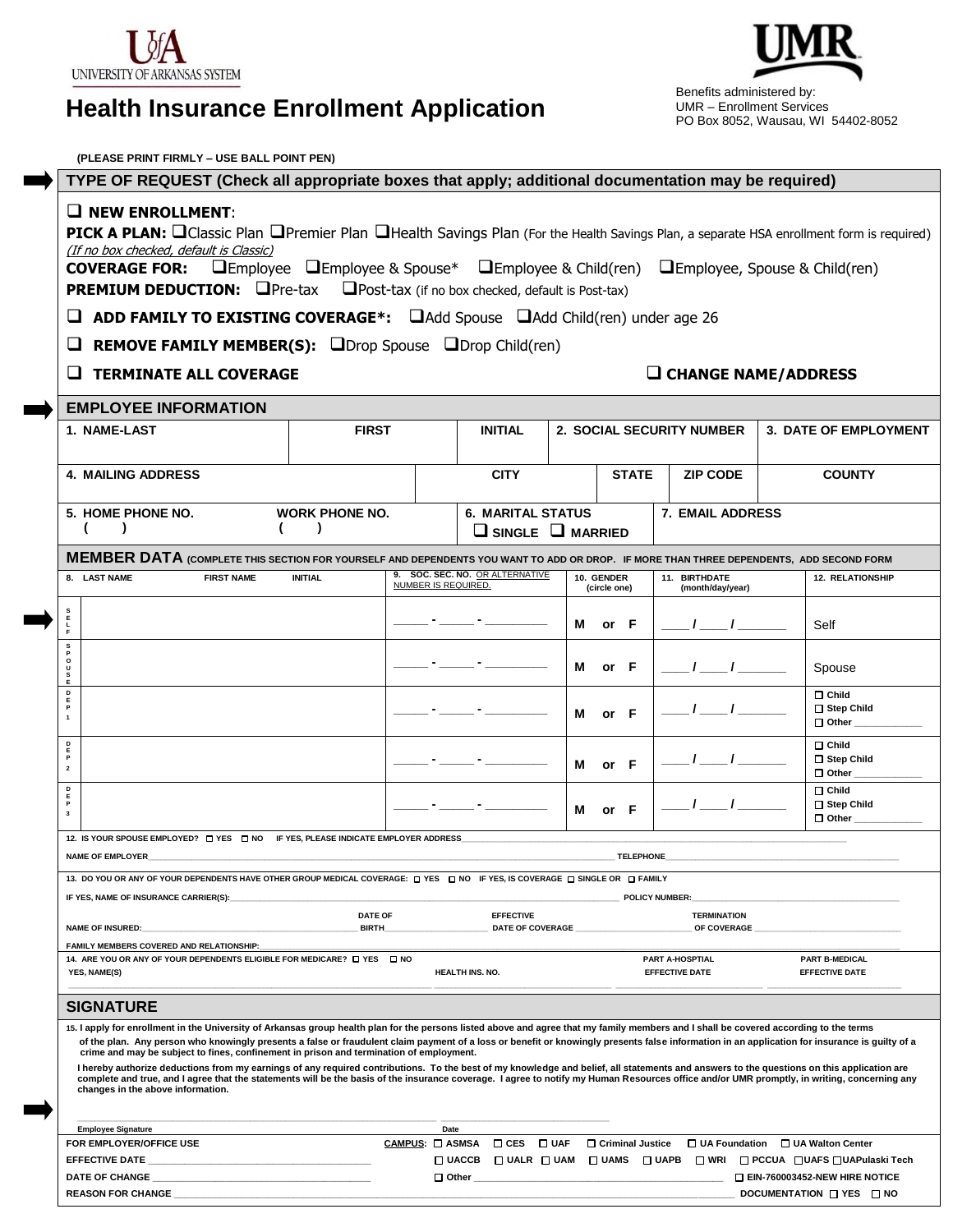UNIVERSITY OF ARKANSAS SYSTEM

# Health Insurance Enrollment Application

UMR

Benefits administered by:
UMR – Enrollment Services
PO Box 8052, Wausau, WI 54402-8052

**(PLEASE PRINT FIRMLY – USE BALL POINT PEN)**

## TYPE OF REQUEST (Check all appropriate boxes that apply; additional documentation may be required)

❑ **NEW ENROLLMENT**:

**PICK A PLAN:** ❑Classic Plan ❑Premier Plan ❑Health Savings Plan (For the Health Savings Plan, a separate HSA enrollment form is required)
*(If no box checked, default is Classic)*

**COVERAGE FOR:** ❑Employee ❑Employee & Spouse* ❑Employee & Child(ren) ❑Employee, Spouse & Child(ren)

**PREMIUM DEDUCTION:** ❑Pre-tax ❑Post-tax (if no box checked, default is Post-tax)

❑ **ADD FAMILY TO EXISTING COVERAGE*:** ❑Add Spouse ❑Add Child(ren) under age 26

❑ **REMOVE FAMILY MEMBER(S):** ❑Drop Spouse ❑Drop Child(ren)

❑ **TERMINATE ALL COVERAGE** ❑ **CHANGE NAME/ADDRESS**

## EMPLOYEE INFORMATION

| 1. NAME-LAST | FIRST | INITIAL | 2. SOCIAL SECURITY NUMBER | 3. DATE OF EMPLOYMENT |
|---|---|---|---|---|
| | | | | |

| 4. MAILING ADDRESS | CITY | STATE | ZIP CODE | COUNTY |
|---|---|---|---|---|
| | | | | |

| 5. HOME PHONE NO. | WORK PHONE NO. | 6. MARITAL STATUS | 7. EMAIL ADDRESS |
|---|---|---|---|
| ( ) | ( ) | ❑ SINGLE ❑ MARRIED | |

## MEMBER DATA (COMPLETE THIS SECTION FOR YOURSELF AND DEPENDENTS YOU WANT TO ADD OR DROP. IF MORE THAN THREE DEPENDENTS, ADD SECOND FORM

| | 8. LAST NAME FIRST NAME INITIAL | 9. SOC. SEC. NO. OR ALTERNATIVE NUMBER IS REQUIRED. | 10. GENDER (circle one) | 11. BIRTHDATE (month/day/year) | 12. RELATIONSHIP |
|---|---|---|---|---|---|
| SELF | | \_\_\_\_ - \_\_\_\_ - \_\_\_\_\_\_ | M or F | \_\_\_ / \_\_\_ / \_\_\_\_\_ | Self |
| SPOUSE | | \_\_\_\_ - \_\_\_\_ - \_\_\_\_\_\_ | M or F | \_\_\_ / \_\_\_ / \_\_\_\_\_ | Spouse |
| DEP 1 | | \_\_\_\_ - \_\_\_\_ - \_\_\_\_\_\_ | M or F | \_\_\_ / \_\_\_ / \_\_\_\_\_ | ☐ Child ☐ Step Child ☐ Other \_\_\_\_\_\_ |
| DEP 2 | | \_\_\_\_ - \_\_\_\_ - \_\_\_\_\_\_ | M or F | \_\_\_ / \_\_\_ / \_\_\_\_\_ | ☐ Child ☐ Step Child ☐ Other \_\_\_\_\_\_ |
| DEP 3 | | \_\_\_\_ - \_\_\_\_ - \_\_\_\_\_\_ | M or F | \_\_\_ / \_\_\_ / \_\_\_\_\_ | ☐ Child ☐ Step Child ☐ Other \_\_\_\_\_\_ |

12. IS YOUR SPOUSE EMPLOYED? ☐ YES ☐ NO IF YES, PLEASE INDICATE EMPLOYER ADDRESS\_\_\_\_\_\_\_\_\_\_\_\_\_\_\_\_\_\_\_\_

NAME OF EMPLOYER\_\_\_\_\_\_\_\_\_\_\_\_\_\_\_\_\_\_\_\_ TELEPHONE\_\_\_\_\_\_\_\_\_\_\_\_\_\_\_\_\_\_\_\_

13. DO YOU OR ANY OF YOUR DEPENDENTS HAVE OTHER GROUP MEDICAL COVERAGE: ☐ YES ☐ NO IF YES, IS COVERAGE ☐ SINGLE OR ☐ FAMILY

IF YES, NAME OF INSURANCE CARRIER(S):\_\_\_\_\_\_\_\_\_\_\_\_\_\_\_\_\_\_\_\_ POLICY NUMBER:\_\_\_\_\_\_\_\_\_\_\_\_\_\_\_\_\_\_\_\_

NAME OF INSURED:\_\_\_\_\_\_\_\_\_\_\_\_ DATE OF BIRTH\_\_\_\_\_\_\_\_\_\_\_\_ EFFECTIVE DATE OF COVERAGE \_\_\_\_\_\_\_\_\_\_\_\_ TERMINATION OF COVERAGE \_\_\_\_\_\_\_\_\_\_\_\_

FAMILY MEMBERS COVERED AND RELATIONSHIP:\_\_\_\_\_\_\_\_\_\_\_\_\_\_\_\_\_\_\_\_

14. ARE YOU OR ANY OF YOUR DEPENDENTS ELIGIBLE FOR MEDICARE? ☐ YES ☐ NO

| YES, NAME(S) | HEALTH INS. NO. | PART A-HOSPTIAL EFFECTIVE DATE | PART B-MEDICAL EFFECTIVE DATE |
|---|---|---|---|
| | | | |

## SIGNATURE

15. I apply for enrollment in the University of Arkansas group health plan for the persons listed above and agree that my family members and I shall be covered according to the terms of the plan. Any person who knowingly presents a false or fraudulent claim payment of a loss or benefit or knowingly presents false information in an application for insurance is guilty of a crime and may be subject to fines, confinement in prison and termination of employment.

I hereby authorize deductions from my earnings of any required contributions. To the best of my knowledge and belief, all statements and answers to the questions on this application are complete and true, and I agree that the statements will be the basis of the insurance coverage. I agree to notify my Human Resources office and/or UMR promptly, in writing, concerning any changes in the above information.

\_\_\_\_\_\_\_\_\_\_\_\_\_\_\_\_\_\_\_\_\_\_\_\_\_\_\_\_ \_\_\_\_\_\_\_\_\_\_\_\_\_\_
Employee Signature Date

**FOR EMPLOYER/OFFICE USE**

CAMPUS: ☐ ASMSA ☐ CES ☐ UAF ☐ Criminal Justice ☐ UA Foundation ☐ UA Walton Center ☐ UACCB ☐ UALR ☐ UAM ☐ UAMS ☐ UAPB ☐ WRI ☐ PCCUA ☐UAFS ☐UAPulaski Tech ☐ Other \_\_\_\_\_\_\_\_\_\_\_\_ ☐ EIN-760003452-NEW HIRE NOTICE

EFFECTIVE DATE \_\_\_\_\_\_\_\_\_\_\_\_\_\_\_\_\_\_\_\_

DATE OF CHANGE \_\_\_\_\_\_\_\_\_\_\_\_\_\_\_\_\_\_\_\_

REASON FOR CHANGE \_\_\_\_\_\_\_\_\_\_\_\_\_\_\_\_\_\_\_\_ DOCUMENTATION ☐ YES ☐ NO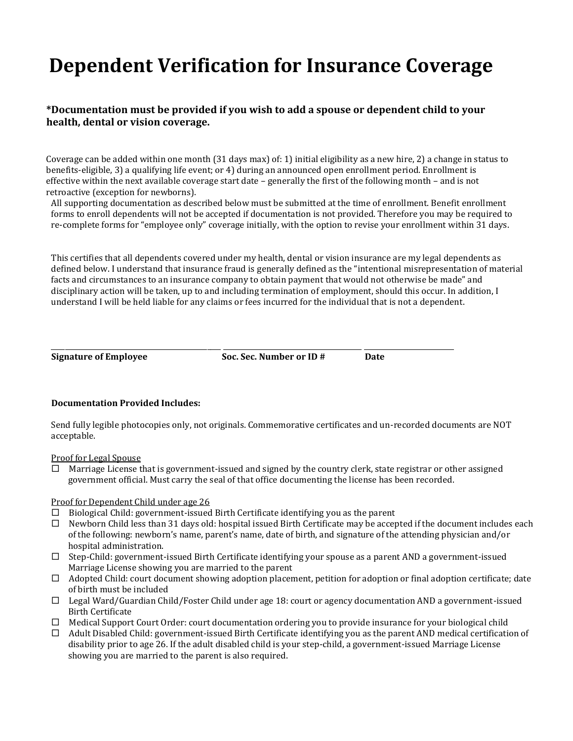# Dependent Verification for Insurance Coverage

**\*Documentation must be provided if you wish to add a spouse or dependent child to your health, dental or vision coverage.**

Coverage can be added within one month (31 days max) of: 1) initial eligibility as a new hire, 2) a change in status to benefits-eligible, 3) a qualifying life event; or 4) during an announced open enrollment period. Enrollment is effective within the next available coverage start date – generally the first of the following month – and is not retroactive (exception for newborns).

All supporting documentation as described below must be submitted at the time of enrollment. Benefit enrollment forms to enroll dependents will not be accepted if documentation is not provided. Therefore you may be required to re-complete forms for "employee only" coverage initially, with the option to revise your enrollment within 31 days.

This certifies that all dependents covered under my health, dental or vision insurance are my legal dependents as defined below. I understand that insurance fraud is generally defined as the "intentional misrepresentation of material facts and circumstances to an insurance company to obtain payment that would not otherwise be made" and disciplinary action will be taken, up to and including termination of employment, should this occur. In addition, I understand I will be held liable for any claims or fees incurred for the individual that is not a dependent.

______________________________ ______________________________ ____________________

**Signature of Employee** **Soc. Sec. Number or ID #** **Date**

**Documentation Provided Includes:**

Send fully legible photocopies only, not originals. Commemorative certificates and un-recorded documents are NOT acceptable.

Proof for Legal Spouse

- ☐ Marriage License that is government-issued and signed by the country clerk, state registrar or other assigned government official. Must carry the seal of that office documenting the license has been recorded.

Proof for Dependent Child under age 26

- ☐ Biological Child: government-issued Birth Certificate identifying you as the parent
- ☐ Newborn Child less than 31 days old: hospital issued Birth Certificate may be accepted if the document includes each of the following: newborn's name, parent's name, date of birth, and signature of the attending physician and/or hospital administration.
- ☐ Step-Child: government-issued Birth Certificate identifying your spouse as a parent AND a government-issued Marriage License showing you are married to the parent
- ☐ Adopted Child: court document showing adoption placement, petition for adoption or final adoption certificate; date of birth must be included
- ☐ Legal Ward/Guardian Child/Foster Child under age 18: court or agency documentation AND a government-issued Birth Certificate
- ☐ Medical Support Court Order: court documentation ordering you to provide insurance for your biological child
- ☐ Adult Disabled Child: government-issued Birth Certificate identifying you as the parent AND medical certification of disability prior to age 26. If the adult disabled child is your step-child, a government-issued Marriage License showing you are married to the parent is also required.